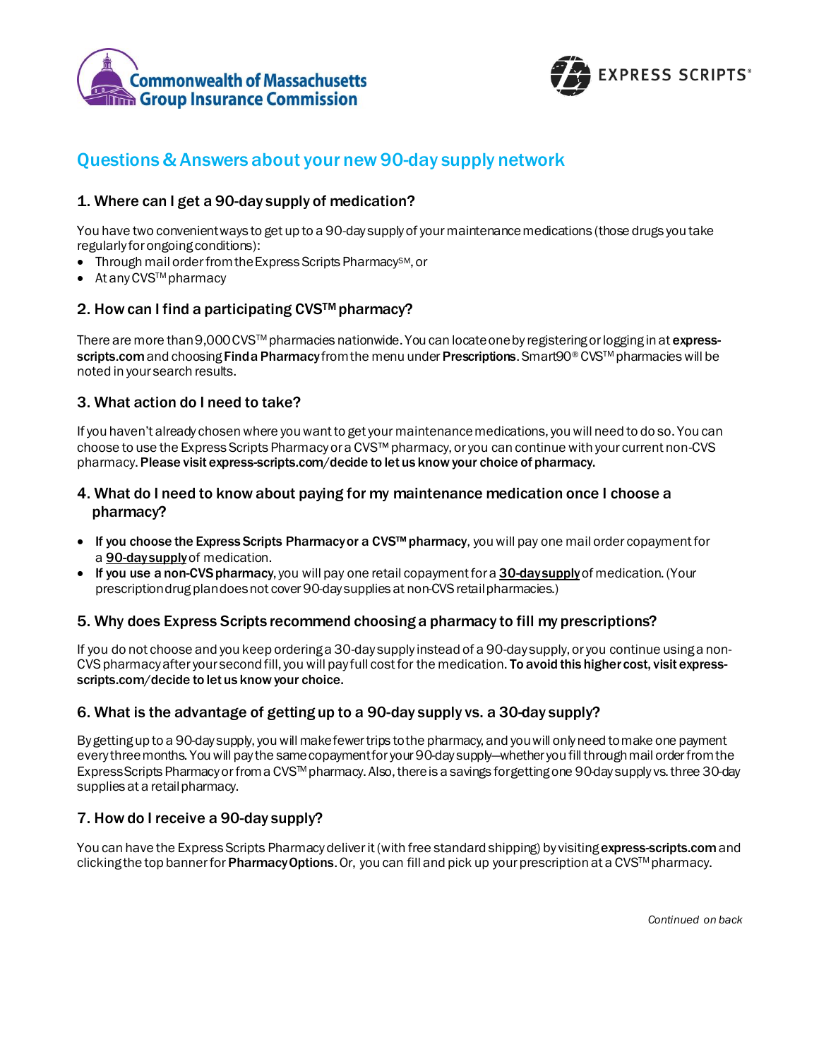Commonwealth of Massachusetts Group Insurance Commission

EXPRESS SCRIPTS®

## Questions & Answers about your new 90-day supply network

### 1. Where can I get a 90-day supply of medication?

You have two convenient ways to get up to a 90-day supply of your maintenance medications (those drugs you take regularly for ongoing conditions):

- Through mail order from the Express Scripts Pharmacy℠, or
- At any CVS™ pharmacy

### 2. How can I find a participating CVS™ pharmacy?

There are more than 9,000 CVS™ pharmacies nationwide. You can locate one by registering or logging in at **express-scripts.com** and choosing **Find a Pharmacy** from the menu under **Prescriptions**. Smart90® CVS™ pharmacies will be noted in your search results.

### 3. What action do I need to take?

If you haven't already chosen where you want to get your maintenance medications, you will need to do so. You can choose to use the Express Scripts Pharmacy or a CVS™ pharmacy, or you can continue with your current non-CVS pharmacy. **Please visit express-scripts.com/decide to let us know your choice of pharmacy.**

### 4. What do I need to know about paying for my maintenance medication once I choose a pharmacy?

- **If you choose the Express Scripts Pharmacy or a CVS™ pharmacy**, you will pay one mail order copayment for a **<u>90-day supply</u>** of medication.
- **If you use a non-CVS pharmacy**, you will pay one retail copayment for a **<u>30-day supply</u>** of medication. (Your prescription drug plan does not cover 90-day supplies at non-CVS retail pharmacies.)

### 5. Why does Express Scripts recommend choosing a pharmacy to fill my prescriptions?

If you do not choose and you keep ordering a 30-day supply instead of a 90-day supply, or you continue using a non-CVS pharmacy after your second fill, you will pay full cost for the medication. **To avoid this higher cost, visit express-scripts.com/decide to let us know your choice.**

### 6. What is the advantage of getting up to a 90-day supply vs. a 30-day supply?

By getting up to a 90-day supply, you will make fewer trips to the pharmacy, and you will only need to make one payment every three months. You will pay the same copayment for your 90-day supply—whether you fill through mail order from the Express Scripts Pharmacy or from a CVS™ pharmacy. Also, there is a savings for getting one 90-day supply vs. three 30-day supplies at a retail pharmacy.

### 7. How do I receive a 90-day supply?

You can have the Express Scripts Pharmacy deliver it (with free standard shipping) by visiting **express-scripts.com** and clicking the top banner for **Pharmacy Options**. Or, you can fill and pick up your prescription at a CVS™ pharmacy.

*Continued on back*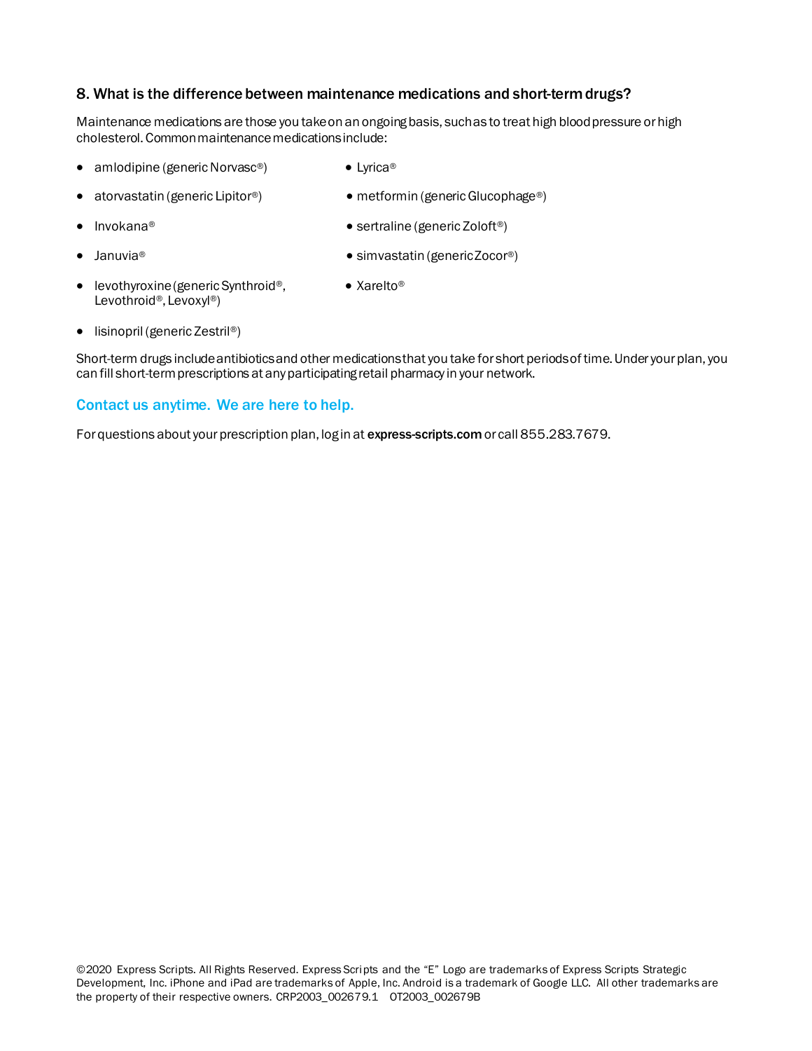## 8. What is the difference between maintenance medications and short-term drugs?

Maintenance medications are those you take on an ongoing basis, such as to treat high blood pressure or high cholesterol. Common maintenance medications include:

- amlodipine (generic Norvasc®)
- atorvastatin (generic Lipitor®)
- Invokana®
- Januvia®
- levothyroxine (generic Synthroid®, Levothroid®, Levoxyl®)
- lisinopril (generic Zestril®)
- Lyrica®
- metformin (generic Glucophage®)
- sertraline (generic Zoloft®)
- simvastatin (generic Zocor®)
- Xarelto®

Short-term drugs include antibiotics and other medications that you take for short periods of time. Under your plan, you can fill short-term prescriptions at any participating retail pharmacy in your network.

### Contact us anytime. We are here to help.

For questions about your prescription plan, log in at **express-scripts.com** or call 855.283.7679.

©2020 Express Scripts. All Rights Reserved. Express Scripts and the "E" Logo are trademarks of Express Scripts Strategic Development, Inc. iPhone and iPad are trademarks of Apple, Inc. Android is a trademark of Google LLC. All other trademarks are the property of their respective owners. CRP2003_002679.1 OT2003_002679B